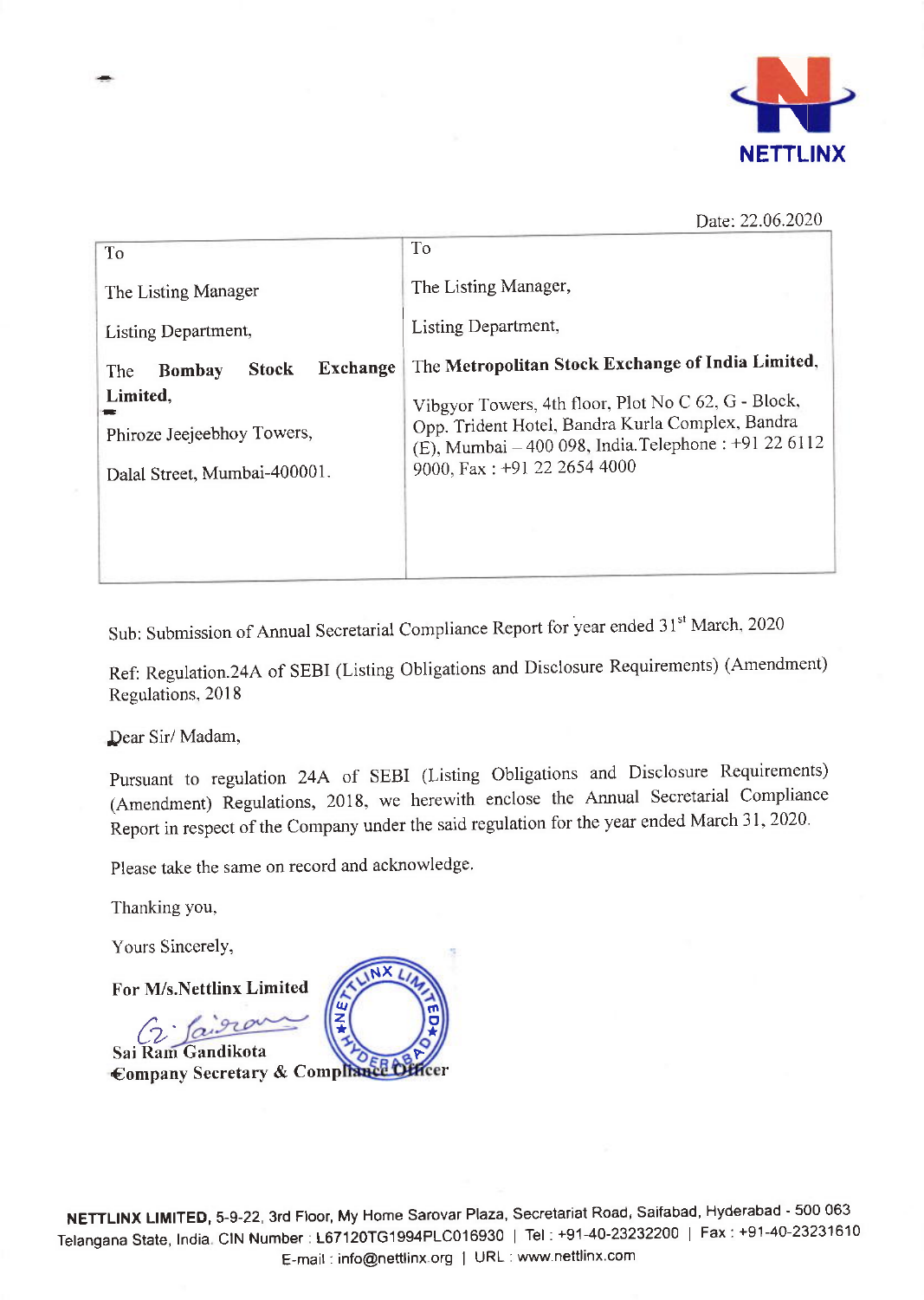NETTLINX

Date: 22.06.2020

| To | To |
|---|---|
| The Listing Manager<br><br>Listing Department,<br><br>The **Bombay Stock Exchange Limited,**<br><br>Phiroze Jeejeebhoy Towers,<br><br>Dalal Street, Mumbai-400001. | The Listing Manager,<br><br>Listing Department,<br><br>The **Metropolitan Stock Exchange of India Limited**,<br><br>Vibgyor Towers, 4th floor, Plot No C 62, G - Block, Opp. Trident Hotel, Bandra Kurla Complex, Bandra (E), Mumbai – 400 098, India.Telephone : +91 22 6112 9000, Fax : +91 22 2654 4000 |

Sub: Submission of Annual Secretarial Compliance Report for year ended 31st March, 2020

Ref: Regulation.24A of SEBI (Listing Obligations and Disclosure Requirements) (Amendment) Regulations, 2018

Dear Sir/ Madam,

Pursuant to regulation 24A of SEBI (Listing Obligations and Disclosure Requirements) (Amendment) Regulations, 2018, we herewith enclose the Annual Secretarial Compliance Report in respect of the Company under the said regulation for the year ended March 31, 2020.

Please take the same on record and acknowledge.

Thanking you,

Yours Sincerely,

**For M/s.Nettlinx Limited**

**Sai Ram Gandikota**
**Company Secretary & Compliance Officer**

**NETTLINX LIMITED**, 5-9-22, 3rd Floor, My Home Sarovar Plaza, Secretariat Road, Saifabad, Hyderabad - 500 063 Telangana State, India. CIN Number : L67120TG1994PLC016930 | Tel : +91-40-23232200 | Fax : +91-40-23231610 E-mail : info@nettlinx.org | URL : www.nettlinx.com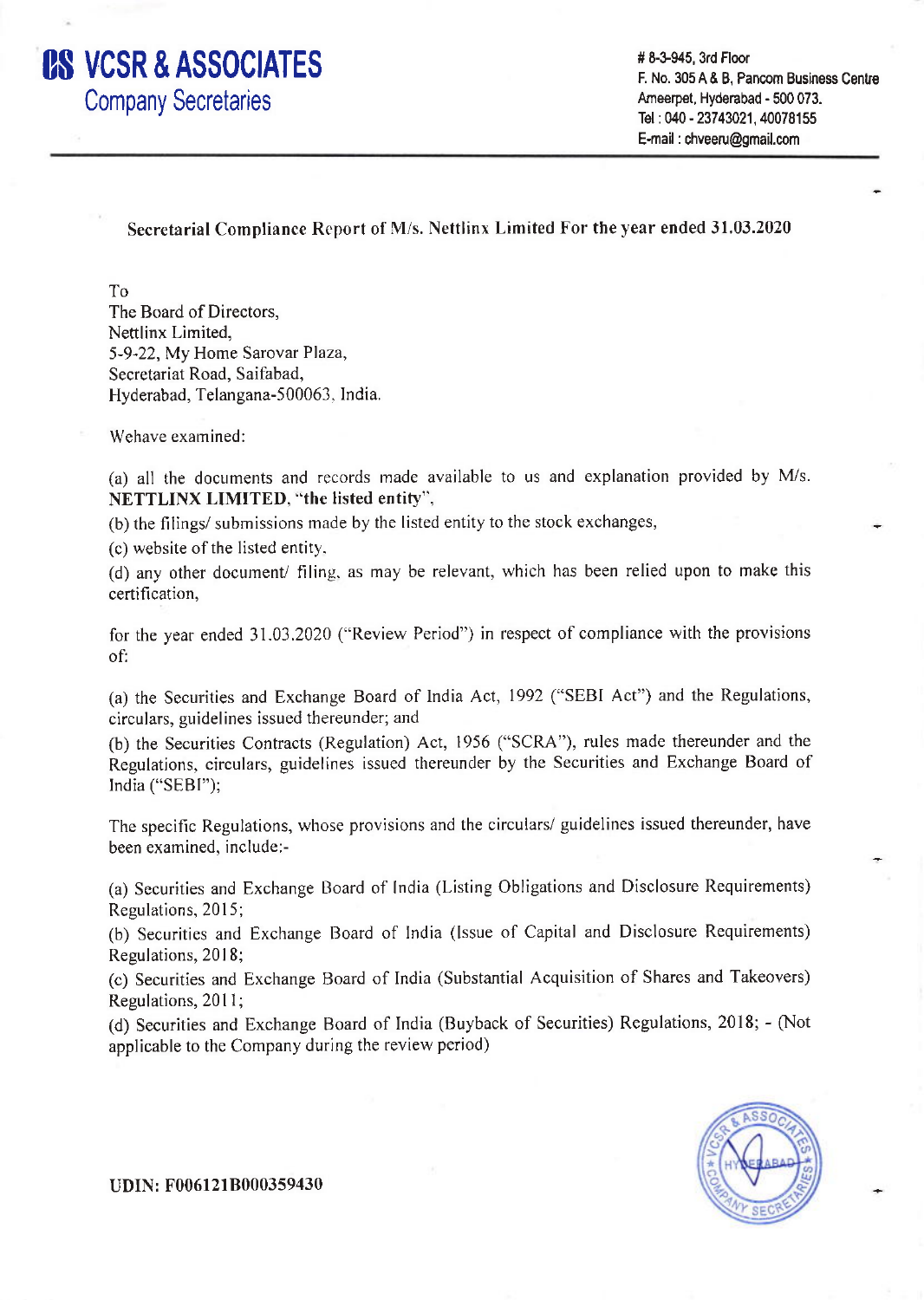VCSR & ASSOCIATES
Company Secretaries

# 8-3-945, 3rd Floor
F. No. 305 A & B, Pancom Business Centre
Ameerpet, Hyderabad - 500 073.
Tel : 040 - 23743021, 40078155
E-mail : chveeru@gmail.com

Secretarial Compliance Report of M/s. Nettlinx Limited For the year ended 31.03.2020

To
The Board of Directors,
Nettlinx Limited,
5-9-22, My Home Sarovar Plaza,
Secretariat Road, Saifabad,
Hyderabad, Telangana-500063, India.

Wehave examined:

(a) all the documents and records made available to us and explanation provided by M/s. **NETTLINX LIMITED**, **"the listed entity"**,

(b) the filings/ submissions made by the listed entity to the stock exchanges,

(c) website of the listed entity,

(d) any other document/ filing, as may be relevant, which has been relied upon to make this certification,

for the year ended 31.03.2020 ("Review Period") in respect of compliance with the provisions of:

(a) the Securities and Exchange Board of India Act, 1992 ("SEBI Act") and the Regulations, circulars, guidelines issued thereunder; and

(b) the Securities Contracts (Regulation) Act, 1956 ("SCRA"), rules made thereunder and the Regulations, circulars, guidelines issued thereunder by the Securities and Exchange Board of India ("SEBI");

The specific Regulations, whose provisions and the circulars/ guidelines issued thereunder, have been examined, include:-

(a) Securities and Exchange Board of India (Listing Obligations and Disclosure Requirements) Regulations, 2015;

(b) Securities and Exchange Board of India (Issue of Capital and Disclosure Requirements) Regulations, 2018;

(c) Securities and Exchange Board of India (Substantial Acquisition of Shares and Takeovers) Regulations, 2011;

(d) Securities and Exchange Board of India (Buyback of Securities) Regulations, 2018; - (Not applicable to the Company during the review period)

**UDIN: F006121B000359430**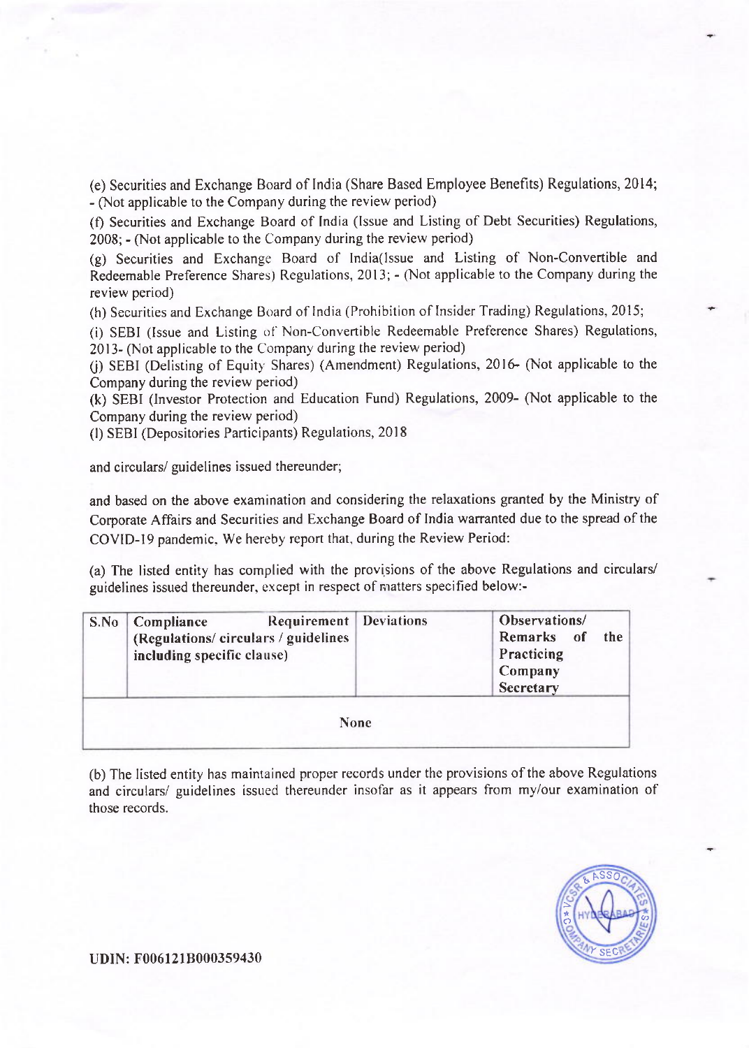(e) Securities and Exchange Board of India (Share Based Employee Benefits) Regulations, 2014; - (Not applicable to the Company during the review period)

(f) Securities and Exchange Board of India (Issue and Listing of Debt Securities) Regulations, 2008; - (Not applicable to the Company during the review period)

(g) Securities and Exchange Board of India(Issue and Listing of Non-Convertible and Redeemable Preference Shares) Regulations, 2013; - (Not applicable to the Company during the review period)

(h) Securities and Exchange Board of India (Prohibition of Insider Trading) Regulations, 2015;

(i) SEBI (Issue and Listing of Non-Convertible Redeemable Preference Shares) Regulations, 2013- (Not applicable to the Company during the review period)

(j) SEBI (Delisting of Equity Shares) (Amendment) Regulations, 2016- (Not applicable to the Company during the review period)

(k) SEBI (Investor Protection and Education Fund) Regulations, 2009- (Not applicable to the Company during the review period)

(l) SEBI (Depositories Participants) Regulations, 2018

and circulars/ guidelines issued thereunder;

and based on the above examination and considering the relaxations granted by the Ministry of Corporate Affairs and Securities and Exchange Board of India warranted due to the spread of the COVID-19 pandemic. We hereby report that, during the Review Period:

(a) The listed entity has complied with the provisions of the above Regulations and circulars/ guidelines issued thereunder, except in respect of matters specified below:-

| S.No | Compliance Requirement (Regulations/ circulars / guidelines including specific clause) | Deviations | Observations/ Remarks of the Practicing Company Secretary |
|---|---|---|---|
| None | | | |

(b) The listed entity has maintained proper records under the provisions of the above Regulations and circulars/ guidelines issued thereunder insofar as it appears from my/our examination of those records.

UDIN: F006121B000359430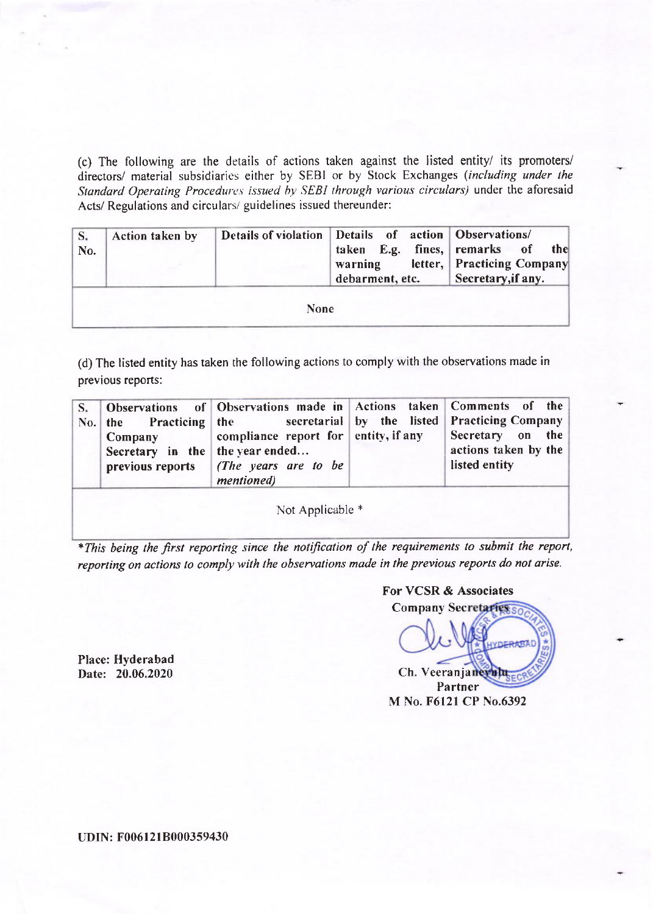(c) The following are the details of actions taken against the listed entity/ its promoters/ directors/ material subsidiaries either by SEBI or by Stock Exchanges (*including under the Standard Operating Procedures issued by SEBI through various circulars)* under the aforesaid Acts/ Regulations and circulars/ guidelines issued thereunder:

| S. No. | Action taken by | Details of violation | Details of action taken E.g. fines, warning letter, debarment, etc. | Observations/ remarks of the Practicing Company Secretary,if any. |
|---|---|---|---|---|
| None | | | | |

(d) The listed entity has taken the following actions to comply with the observations made in previous reports:

| S. No. | Observations of the Practicing Company Secretary in the previous reports | Observations made in the secretarial compliance report for the year ended… *(The years are to be mentioned)* | Actions taken by the listed entity, if any | Comments of the Practicing Company Secretary on the actions taken by the listed entity |
|---|---|---|---|---|
| Not Applicable * | | | | |

**This being the first reporting since the notification of the requirements to submit the report, reporting on actions to comply with the observations made in the previous reports do not arise.*

**For VCSR & Associates**
**Company Secretaries**

**Ch. Veeranjaneyulu**
**Partner**
**M No. F6121 CP No.6392**

**Place: Hyderabad**
**Date: 20.06.2020**

**UDIN: F006121B000359430**